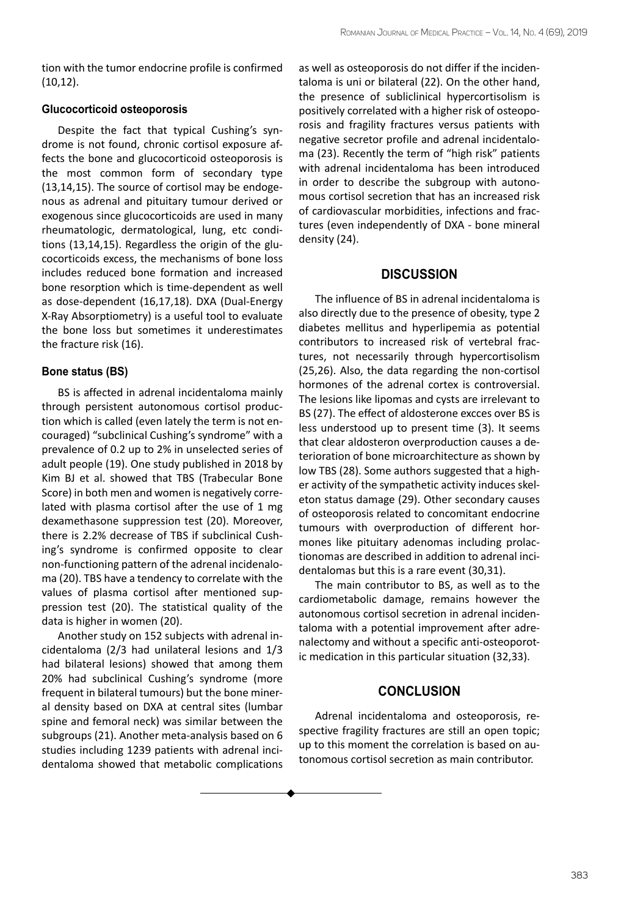tion with the tumor endocrine profile is confirmed (10,12).

### Glucocorticoid osteoporosis

Despite the fact that typical Cushing's syndrome is not found, chronic cortisol exposure affects the bone and glucocorticoid osteoporosis is the most common form of secondary type (13,14,15). The source of cortisol may be endogenous as adrenal and pituitary tumour derived or exogenous since glucocorticoids are used in many rheumatologic, dermatological, lung, etc conditions (13,14,15). Regardless the origin of the glucocorticoids excess, the mechanisms of bone loss includes reduced bone formation and increased bone resorption which is time-dependent as well as dose-dependent (16,17,18). DXA (Dual-Energy X-Ray Absorptiometry) is a useful tool to evaluate the bone loss but sometimes it underestimates the fracture risk (16).

### Bone status (BS)

BS is affected in adrenal incidentaloma mainly through persistent autonomous cortisol production which is called (even lately the term is not encouraged) "subclinical Cushing's syndrome" with a prevalence of 0.2 up to 2% in unselected series of adult people (19). One study published in 2018 by Kim BJ et al. showed that TBS (Trabecular Bone Score) in both men and women is negatively correlated with plasma cortisol after the use of 1 mg dexamethasone suppression test (20). Moreover, there is 2.2% decrease of TBS if subclinical Cushing's syndrome is confirmed opposite to clear non-functioning pattern of the adrenal incidenaloma (20). TBS have a tendency to correlate with the values of plasma cortisol after mentioned suppression test (20). The statistical quality of the data is higher in women (20).

Another study on 152 subjects with adrenal incidentaloma (2/3 had unilateral lesions and 1/3 had bilateral lesions) showed that among them 20% had subclinical Cushing's syndrome (more frequent in bilateral tumours) but the bone mineral density based on DXA at central sites (lumbar spine and femoral neck) was similar between the subgroups (21). Another meta-analysis based on 6 studies including 1239 patients with adrenal incidentaloma showed that metabolic complications as well as osteoporosis do not differ if the incidentaloma is uni or bilateral (22). On the other hand, the presence of subliclinical hypercortisolism is positively correlated with a higher risk of osteoporosis and fragility fractures versus patients with negative secretor profile and adrenal incidentaloma (23). Recently the term of "high risk" patients with adrenal incidentaloma has been introduced in order to describe the subgroup with autonomous cortisol secretion that has an increased risk of cardiovascular morbidities, infections and fractures (even independently of DXA - bone mineral density (24).

## DISCUSSION

The influence of BS in adrenal incidentaloma is also directly due to the presence of obesity, type 2 diabetes mellitus and hyperlipemia as potential contributors to increased risk of vertebral fractures, not necessarily through hypercortisolism (25,26). Also, the data regarding the non-cortisol hormones of the adrenal cortex is controversial. The lesions like lipomas and cysts are irrelevant to BS (27). The effect of aldosterone excces over BS is less understood up to present time (3). It seems that clear aldosteron overproduction causes a deterioration of bone microarchitecture as shown by low TBS (28). Some authors suggested that a higher activity of the sympathetic activity induces skeleton status damage (29). Other secondary causes of osteoporosis related to concomitant endocrine tumours with overproduction of different hormones like pituitary adenomas including prolactionomas are described in addition to adrenal incidentalomas but this is a rare event (30,31).

The main contributor to BS, as well as to the cardiometabolic damage, remains however the autonomous cortisol secretion in adrenal incidentaloma with a potential improvement after adrenalectomy and without a specific anti-osteoporotic medication in this particular situation (32,33).

## CONCLUSION

Adrenal incidentaloma and osteoporosis, respective fragility fractures are still an open topic; up to this moment the correlation is based on autonomous cortisol secretion as main contributor.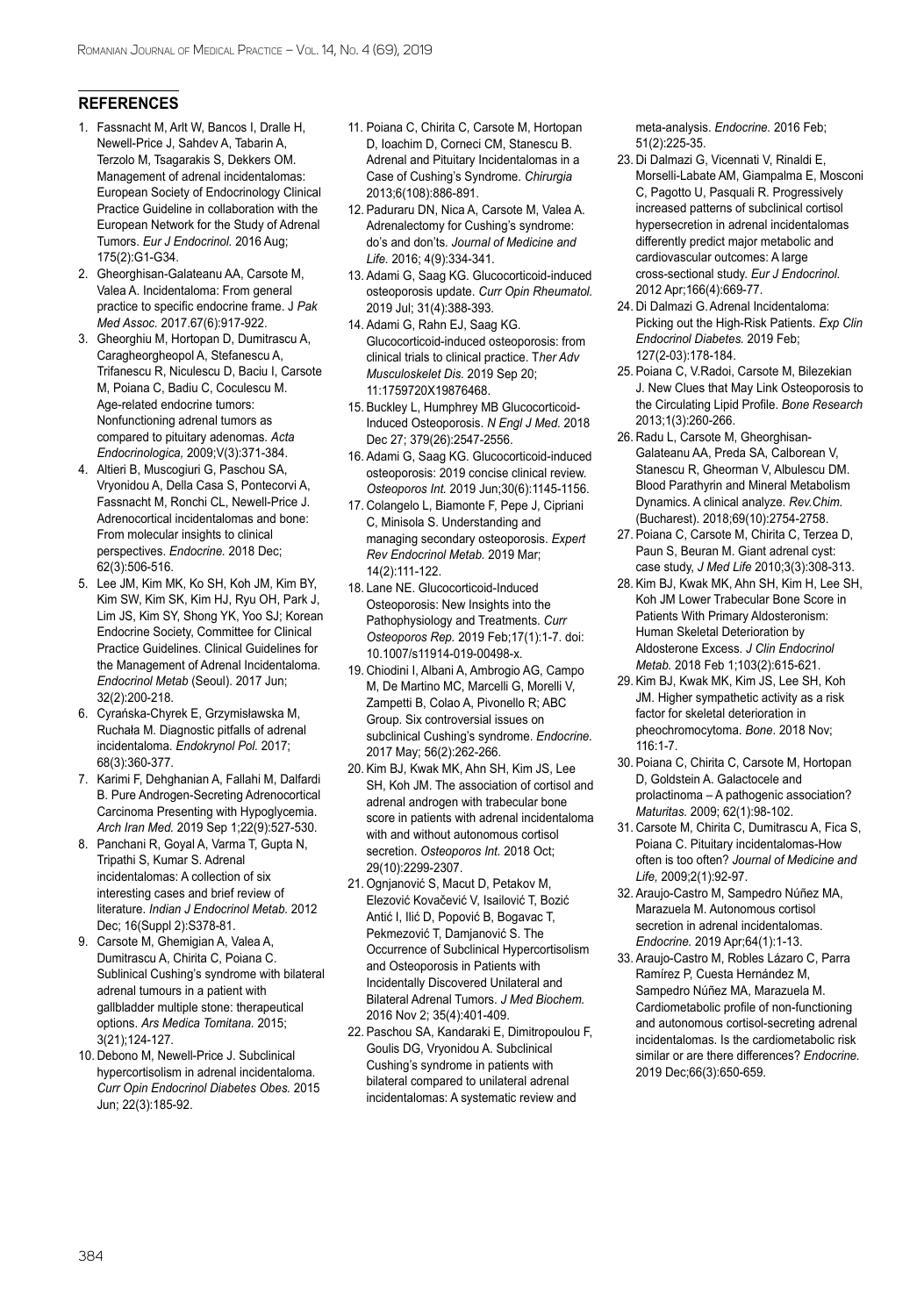## REFERENCES

1. Fassnacht M, Arlt W, Bancos I, Dralle H, Newell-Price J, Sahdev A, Tabarin A, Terzolo M, Tsagarakis S, Dekkers OM. Management of adrenal incidentalomas: European Society of Endocrinology Clinical Practice Guideline in collaboration with the European Network for the Study of Adrenal Tumors. *Eur J Endocrinol.* 2016 Aug; 175(2):G1-G34.
2. Gheorghisan-Galateanu AA, Carsote M, Valea A. Incidentaloma: From general practice to specific endocrine frame. J *Pak Med Assoc.* 2017.67(6):917-922.
3. Gheorghiu M, Hortopan D, Dumitrascu A, Caragheorgheopol A, Stefanescu A, Trifanescu R, Niculescu D, Baciu I, Carsote M, Poiana C, Badiu C, Coculescu M. Age-related endocrine tumors: Nonfunctioning adrenal tumors as compared to pituitary adenomas. *Acta Endocrinologica,* 2009;V(3):371-384.
4. Altieri B, Muscogiuri G, Paschou SA, Vryonidou A, Della Casa S, Pontecorvi A, Fassnacht M, Ronchi CL, Newell-Price J. Adrenocortical incidentalomas and bone: From molecular insights to clinical perspectives. *Endocrine.* 2018 Dec; 62(3):506-516.
5. Lee JM, Kim MK, Ko SH, Koh JM, Kim BY, Kim SW, Kim SK, Kim HJ, Ryu OH, Park J, Lim JS, Kim SY, Shong YK, Yoo SJ; Korean Endocrine Society, Committee for Clinical Practice Guidelines. Clinical Guidelines for the Management of Adrenal Incidentaloma. *Endocrinol Metab* (Seoul). 2017 Jun; 32(2):200-218.
6. Cyrańska-Chyrek E, Grzymisławska M, Ruchała M. Diagnostic pitfalls of adrenal incidentaloma. *Endokrynol Pol.* 2017; 68(3):360-377.
7. Karimi F, Dehghanian A, Fallahi M, Dalfardi B. Pure Androgen-Secreting Adrenocortical Carcinoma Presenting with Hypoglycemia. *Arch Iran Med.* 2019 Sep 1;22(9):527-530.
8. Panchani R, Goyal A, Varma T, Gupta N, Tripathi S, Kumar S. Adrenal incidentalomas: A collection of six interesting cases and brief review of literature. *Indian J Endocrinol Metab.* 2012 Dec; 16(Suppl 2):S378-81.
9. Carsote M, Ghemigian A, Valea A, Dumitrascu A, Chirita C, Poiana C. Sublinical Cushing's syndrome with bilateral adrenal tumours in a patient with gallbladder multiple stone: therapeutical options. *Ars Medica Tomitana.* 2015; 3(21);124-127.
10. Debono M, Newell-Price J. Subclinical hypercortisolism in adrenal incidentaloma. *Curr Opin Endocrinol Diabetes Obes.* 2015 Jun; 22(3):185-92.
11. Poiana C, Chirita C, Carsote M, Hortopan D, Ioachim D, Corneci CM, Stanescu B. Adrenal and Pituitary Incidentalomas in a Case of Cushing's Syndrome. *Chirurgia* 2013;6(108):886-891.
12. Paduraru DN, Nica A, Carsote M, Valea A. Adrenalectomy for Cushing's syndrome: do's and don'ts. *Journal of Medicine and Life.* 2016; 4(9):334-341.
13. Adami G, Saag KG. Glucocorticoid-induced osteoporosis update. *Curr Opin Rheumatol.* 2019 Jul; 31(4):388-393.
14. Adami G, Rahn EJ, Saag KG. Glucocorticoid-induced osteoporosis: from clinical trials to clinical practice. T*her Adv Musculoskelet Dis.* 2019 Sep 20; 11:1759720X19876468.
15. Buckley L, Humphrey MB Glucocorticoid-Induced Osteoporosis. *N Engl J Med.* 2018 Dec 27; 379(26):2547-2556.
16. Adami G, Saag KG. Glucocorticoid-induced osteoporosis: 2019 concise clinical review. *Osteoporos Int.* 2019 Jun;30(6):1145-1156.
17. Colangelo L, Biamonte F, Pepe J, Cipriani C, Minisola S. Understanding and managing secondary osteoporosis. *Expert Rev Endocrinol Metab.* 2019 Mar; 14(2):111-122.
18. Lane NE. Glucocorticoid-Induced Osteoporosis: New Insights into the Pathophysiology and Treatments. *Curr Osteoporos Rep.* 2019 Feb;17(1):1-7. doi: 10.1007/s11914-019-00498-x.
19. Chiodini I, Albani A, Ambrogio AG, Campo M, De Martino MC, Marcelli G, Morelli V, Zampetti B, Colao A, Pivonello R; ABC Group. Six controversial issues on subclinical Cushing's syndrome. *Endocrine.* 2017 May; 56(2):262-266.
20. Kim BJ, Kwak MK, Ahn SH, Kim JS, Lee SH, Koh JM. The association of cortisol and adrenal androgen with trabecular bone score in patients with adrenal incidentaloma with and without autonomous cortisol secretion. *Osteoporos Int.* 2018 Oct; 29(10):2299-2307.
21. Ognjanović S, Macut D, Petakov M, Elezović Kovačević V, Isailović T, Bozić Antić I, Ilić D, Popović B, Bogavac T, Pekmezović T, Damjanović S. The Occurrence of Subclinical Hypercortisolism and Osteoporosis in Patients with Incidentally Discovered Unilateral and Bilateral Adrenal Tumors. *J Med Biochem.* 2016 Nov 2; 35(4):401-409.
22. Paschou SA, Kandaraki E, Dimitropoulou F, Goulis DG, Vryonidou A. Subclinical Cushing's syndrome in patients with bilateral compared to unilateral adrenal incidentalomas: A systematic review and meta-analysis. *Endocrine.* 2016 Feb; 51(2):225-35.
23. Di Dalmazi G, Vicennati V, Rinaldi E, Morselli-Labate AM, Giampalma E, Mosconi C, Pagotto U, Pasquali R. Progressively increased patterns of subclinical cortisol hypersecretion in adrenal incidentalomas differently predict major metabolic and cardiovascular outcomes: A large cross-sectional study. *Eur J Endocrinol.* 2012 Apr;166(4):669-77.
24. Di Dalmazi G. Adrenal Incidentaloma: Picking out the High-Risk Patients. *Exp Clin Endocrinol Diabetes.* 2019 Feb; 127(2-03):178-184.
25. Poiana C, V.Radoi, Carsote M, Bilezekian J. New Clues that May Link Osteoporosis to the Circulating Lipid Profile. *Bone Research* 2013;1(3):260-266.
26. Radu L, Carsote M, Gheorghisan-Galateanu AA, Preda SA, Calborean V, Stanescu R, Gheorman V, Albulescu DM. Blood Parathyrin and Mineral Metabolism Dynamics. A clinical analyze. *Rev.Chim.* (Bucharest). 2018;69(10):2754-2758.
27. Poiana C, Carsote M, Chirita C, Terzea D, Paun S, Beuran M. Giant adrenal cyst: case study, *J Med Life* 2010;3(3):308-313.
28. Kim BJ, Kwak MK, Ahn SH, Kim H, Lee SH, Koh JM Lower Trabecular Bone Score in Patients With Primary Aldosteronism: Human Skeletal Deterioration by Aldosterone Excess. *J Clin Endocrinol Metab.* 2018 Feb 1;103(2):615-621.
29. Kim BJ, Kwak MK, Kim JS, Lee SH, Koh JM. Higher sympathetic activity as a risk factor for skeletal deterioration in pheochromocytoma. *Bone.* 2018 Nov; 116:1-7.
30. Poiana C, Chirita C, Carsote M, Hortopan D, Goldstein A. Galactocele and prolactinoma – A pathogenic association? *Maturitas.* 2009; 62(1):98-102.
31. Carsote M, Chirita C, Dumitrascu A, Fica S, Poiana C. Pituitary incidentalomas-How often is too often? *Journal of Medicine and Life,* 2009;2(1):92-97.
32. Araujo-Castro M, Sampedro Núñez MA, Marazuela M. Autonomous cortisol secretion in adrenal incidentalomas. *Endocrine.* 2019 Apr;64(1):1-13.
33. Araujo-Castro M, Robles Lázaro C, Parra Ramírez P, Cuesta Hernández M, Sampedro Núñez MA, Marazuela M. Cardiometabolic profile of non-functioning and autonomous cortisol-secreting adrenal incidentalomas. Is the cardiometabolic risk similar or are there differences? *Endocrine.* 2019 Dec;66(3):650-659.